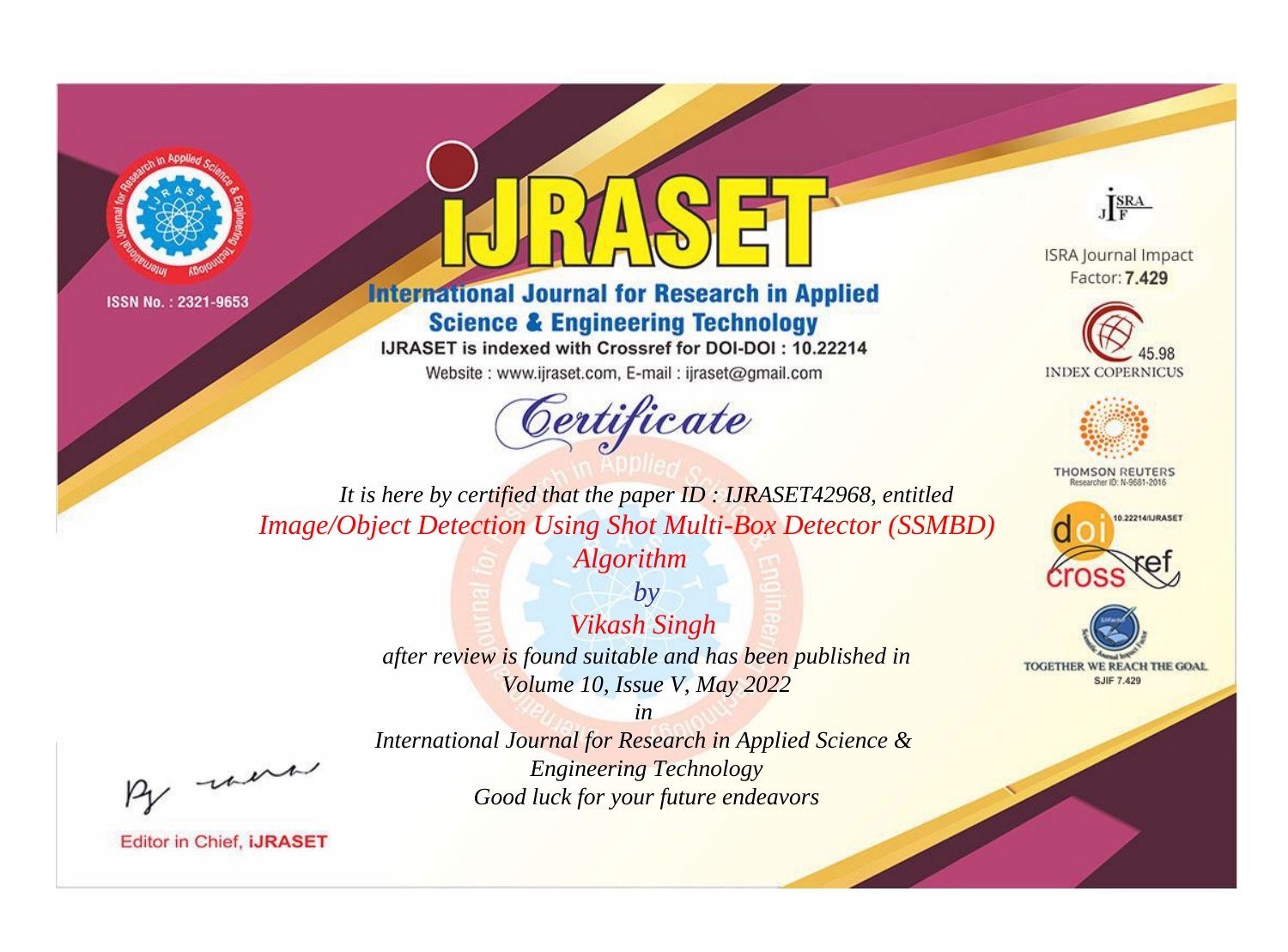ISSN No. : 2321-9653

# iJRASET

## International Journal for Research in Applied Science & Engineering Technology

IJRASET is indexed with Crossref for DOI-DOI : 10.22214

Website : www.ijraset.com, E-mail : ijraset@gmail.com

ISRA Journal Impact Factor: **7.429**

45.98 INDEX COPERNICUS

THOMSON REUTERS Researcher ID: N-9681-2016

10.22214/IJRASET

TOGETHER WE REACH THE GOAL SJIF 7.429

## *Certificate*

*It is here by certified that the paper ID : IJRASET42968, entitled*

*Image/Object Detection Using Shot Multi-Box Detector (SSMBD) Algorithm*

*by*

*Vikash Singh*

*after review is found suitable and has been published in*

*Volume 10, Issue V, May 2022*

*in*

*International Journal for Research in Applied Science & Engineering Technology*

*Good luck for your future endeavors*

Editor in Chief, **iJRASET**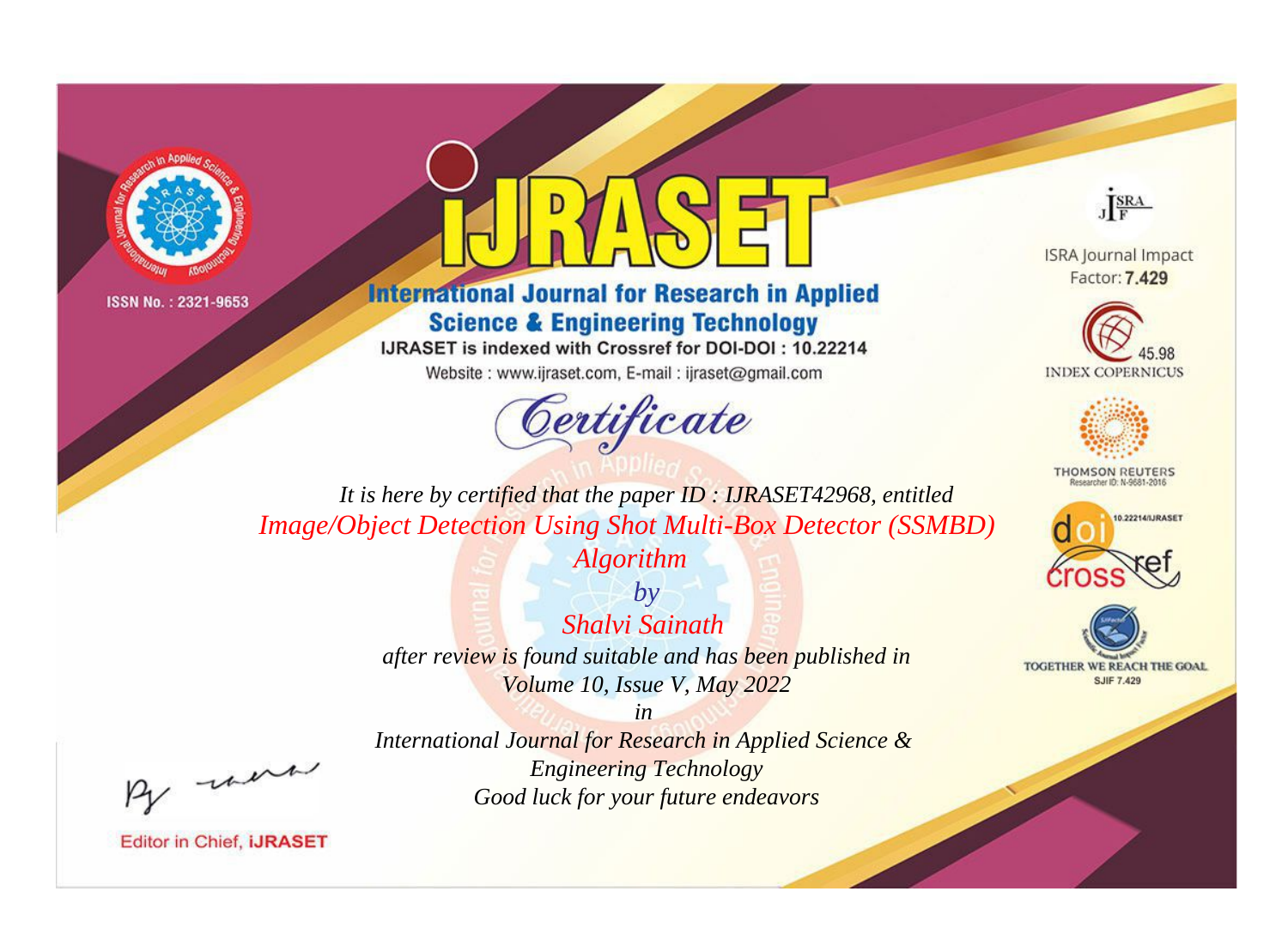ISSN No. : 2321-9653

# iJRASET

## International Journal for Research in Applied Science & Engineering Technology

IJRASET is indexed with Crossref for DOI-DOI : 10.22214

Website : www.ijraset.com, E-mail : ijraset@gmail.com

# Certificate

*It is here by certified that the paper ID : IJRASET42968, entitled*

*Image/Object Detection Using Shot Multi-Box Detector (SSMBD) Algorithm*

*by*

*Shalvi Sainath*

*after review is found suitable and has been published in*

*Volume 10, Issue V, May 2022*

*in*

*International Journal for Research in Applied Science & Engineering Technology*

*Good luck for your future endeavors*

ISRA Journal Impact Factor: **7.429**

45.98 INDEX COPERNICUS

THOMSON REUTERS Researcher ID: N-9681-2016

10.22214/IJRASET

TOGETHER WE REACH THE GOAL SJIF 7.429

Editor in Chief, **iJRASET**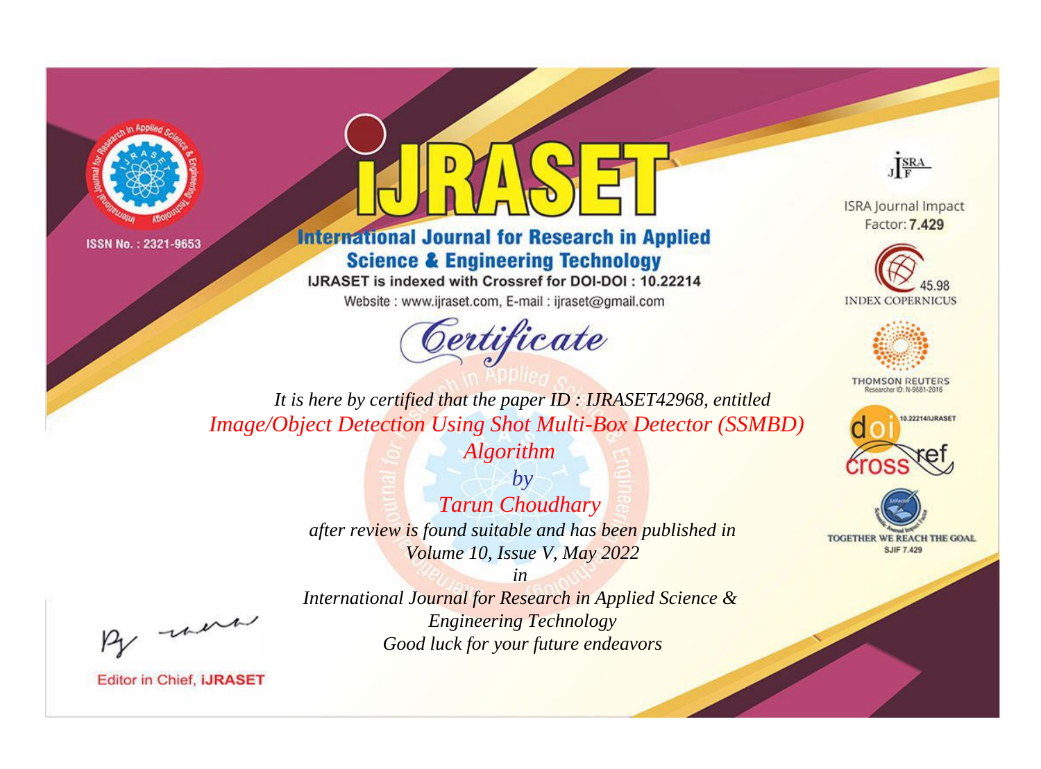ISSN No. : 2321-9653

# iJRASET

## International Journal for Research in Applied Science & Engineering Technology

IJRASET is indexed with Crossref for DOI-DOI : 10.22214

Website : www.ijraset.com, E-mail : ijraset@gmail.com

# *Certificate*

*It is here by certified that the paper ID : IJRASET42968, entitled*

*Image/Object Detection Using Shot Multi-Box Detector (SSMBD) Algorithm*

*by*

*Tarun Choudhary*

*after review is found suitable and has been published in*

*Volume 10, Issue V, May 2022*

*in*

*International Journal for Research in Applied Science & Engineering Technology*

*Good luck for your future endeavors*

ISRA Journal Impact Factor: **7.429**

45.98 INDEX COPERNICUS

THOMSON REUTERS Researcher ID: N-9681-2016

10.22214/IJRASET

TOGETHER WE REACH THE GOAL SJIF 7.429

Editor in Chief, **iJRASET**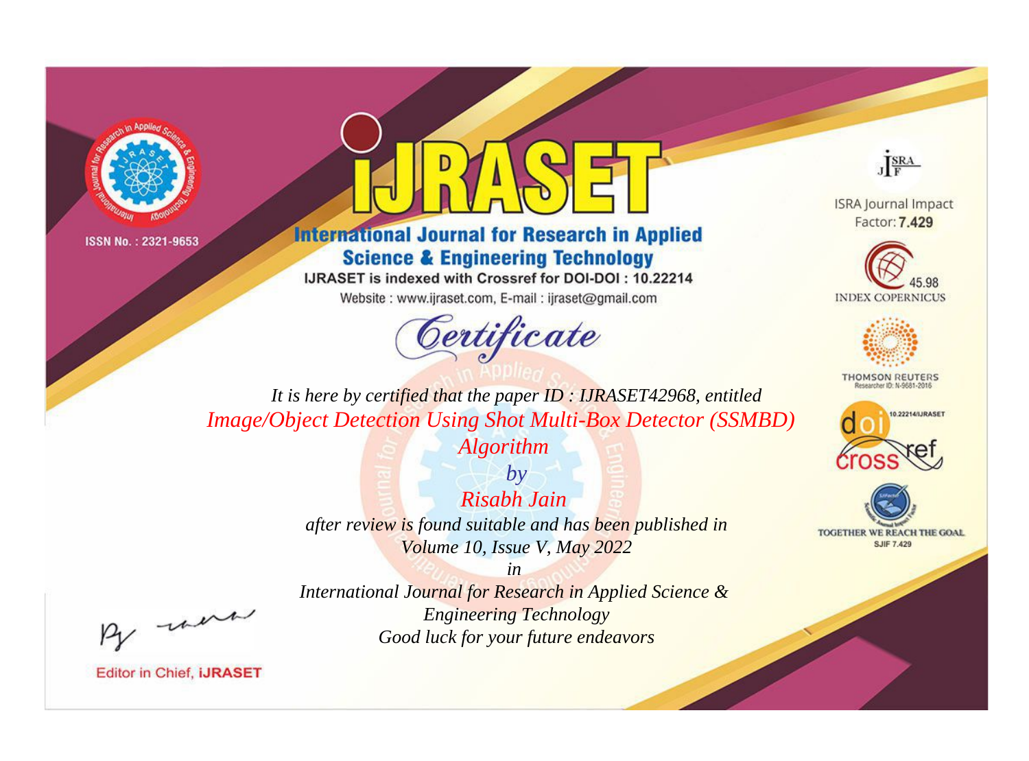ISSN No. : 2321-9653

# IJRASET

## International Journal for Research in Applied Science & Engineering Technology

IJRASET is indexed with Crossref for DOI-DOI : 10.22214

Website : www.ijraset.com, E-mail : ijraset@gmail.com

# *Certificate*

ISRA Journal Impact Factor: **7.429**

45.98 INDEX COPERNICUS

THOMSON REUTERS Researcher ID: N-9681-2016

10.22214/IJRASET

TOGETHER WE REACH THE GOAL SJIF 7.429

*It is here by certified that the paper ID : IJRASET42968, entitled*

*Image/Object Detection Using Shot Multi-Box Detector (SSMBD) Algorithm*

*by*

*Risabh Jain*

*after review is found suitable and has been published in*

*Volume 10, Issue V, May 2022*

*in*

*International Journal for Research in Applied Science & Engineering Technology*

*Good luck for your future endeavors*

Editor in Chief, iJRASET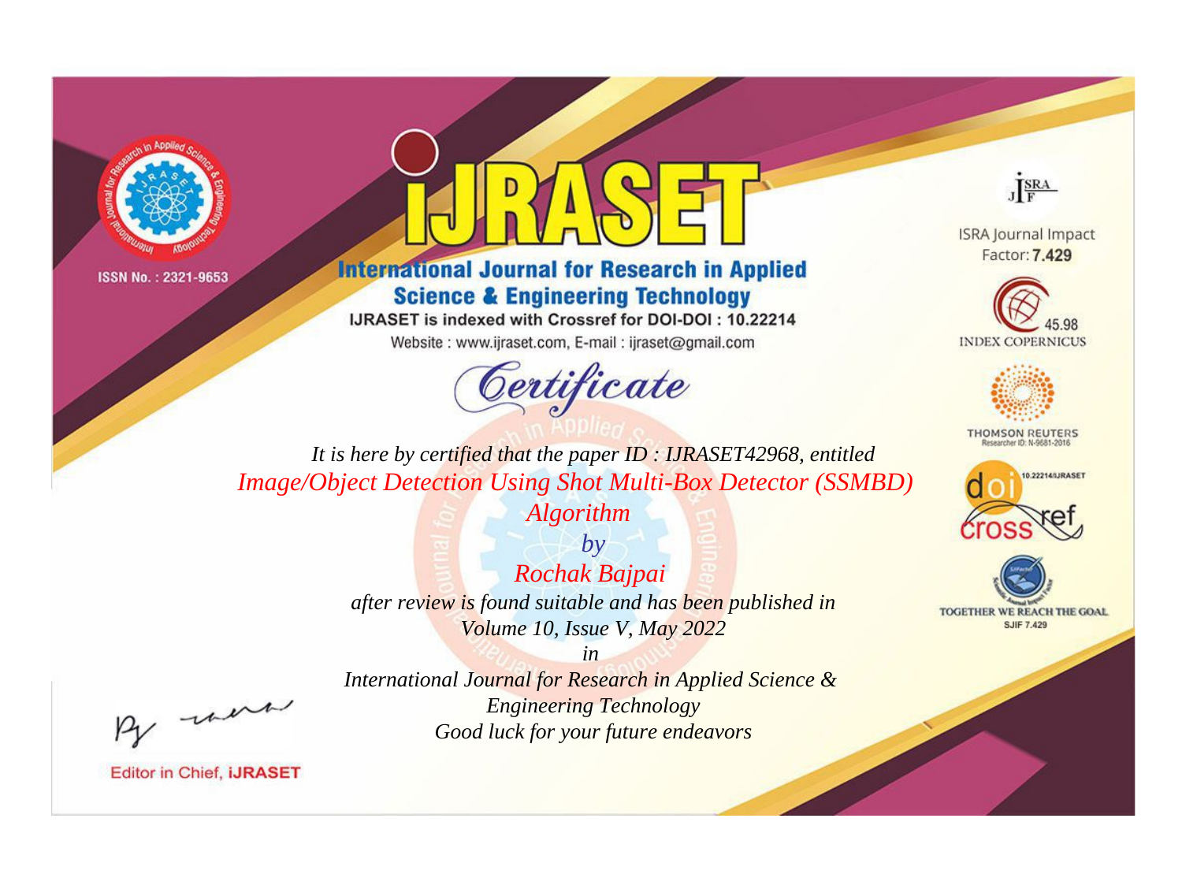ISSN No. : 2321-9653

# iJRASET

## International Journal for Research in Applied Science & Engineering Technology

IJRASET is indexed with Crossref for DOI-DOI : 10.22214

Website : www.ijraset.com, E-mail : ijraset@gmail.com

ISRA Journal Impact Factor: **7.429**

45.98 INDEX COPERNICUS

THOMSON REUTERS Researcher ID: N-9681-2016

10.22214/IJRASET

TOGETHER WE REACH THE GOAL SJIF 7.429

# *Certificate*

*It is here by certified that the paper ID : IJRASET42968, entitled*

*Image/Object Detection Using Shot Multi-Box Detector (SSMBD) Algorithm*

*by*

*Rochak Bajpai*

*after review is found suitable and has been published in*

*Volume 10, Issue V, May 2022*

*in*

*International Journal for Research in Applied Science & Engineering Technology*

*Good luck for your future endeavors*

Editor in Chief, iJRASET